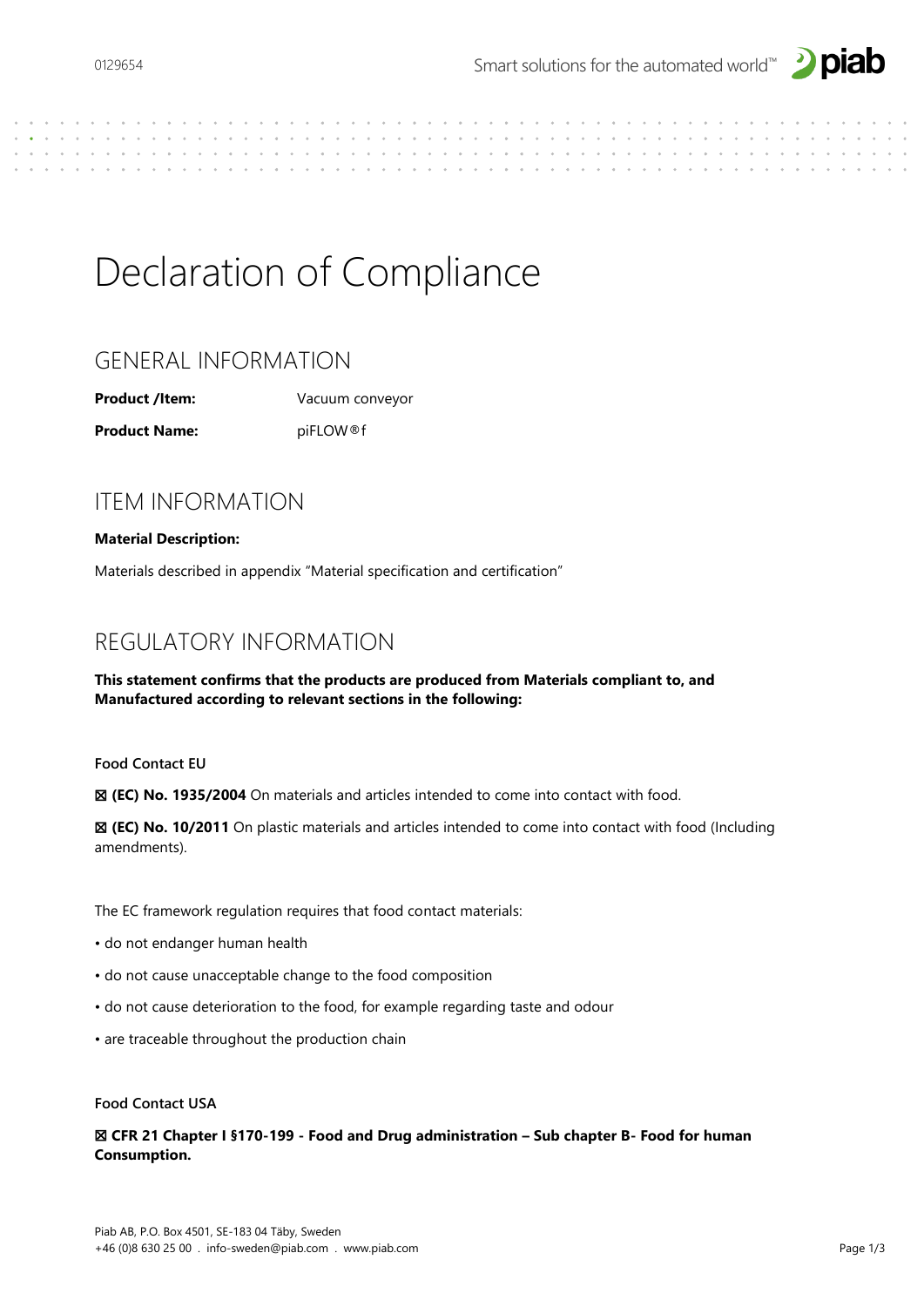# Declaration of Compliance

## GENERAL INFORMATION

**Product /Item:** Vacuum conveyor

**Product Name:** piFLOW®f

## ITEM INFORMATION

**Material Description:**

Materials described in appendix "Material specification and certification"

## REGULATORY INFORMATION

**This statement confirms that the products are produced from Materials compliant to, and Manufactured according to relevant sections in the following:**

### Food Contact EU

☒ **(EC) No. 1935/2004** On materials and articles intended to come into contact with food.

☒ **(EC) No. 10/2011** On plastic materials and articles intended to come into contact with food (Including amendments).

The EC framework regulation requires that food contact materials:

- do not endanger human health
- do not cause unacceptable change to the food composition
- do not cause deterioration to the food, for example regarding taste and odour
- are traceable throughout the production chain

### Food Contact USA

☒ **CFR 21 Chapter I §170-199 - Food and Drug administration – Sub chapter B- Food for human Consumption.**

Piab AB, P.O. Box 4501, SE-183 04 Täby, Sweden
+46 (0)8 630 25 00 . info-sweden@piab.com . www.piab.com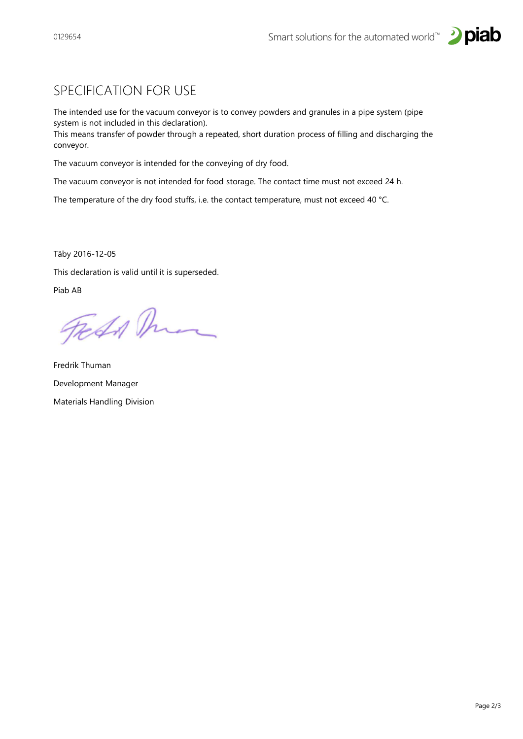## SPECIFICATION FOR USE

The intended use for the vacuum conveyor is to convey powders and granules in a pipe system (pipe system is not included in this declaration).
This means transfer of powder through a repeated, short duration process of filling and discharging the conveyor.

The vacuum conveyor is intended for the conveying of dry food.

The vacuum conveyor is not intended for food storage. The contact time must not exceed 24 h.

The temperature of the dry food stuffs, i.e. the contact temperature, must not exceed 40 °C.

Täby 2016-12-05

This declaration is valid until it is superseded.

Piab AB

Fredrik Thuman

Development Manager

Materials Handling Division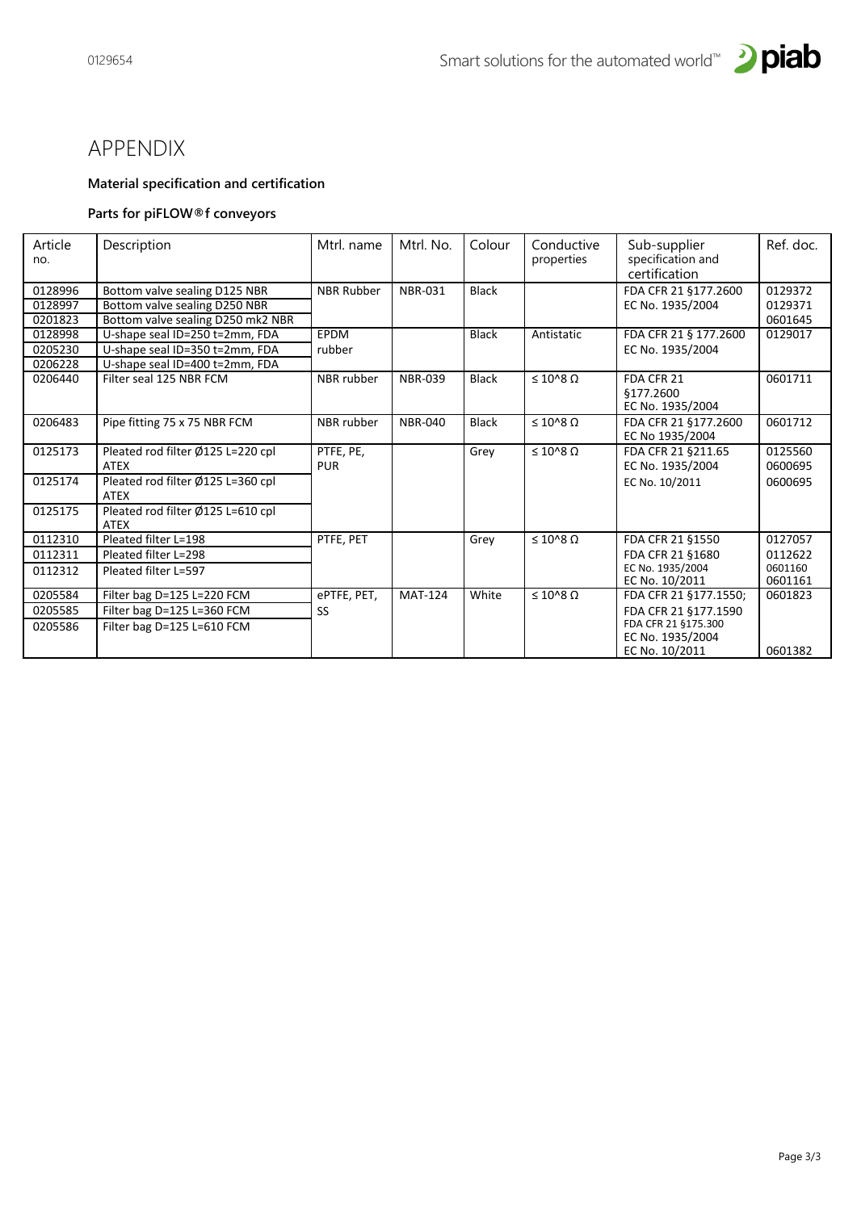# APPENDIX

### Material specification and certification

### Parts for piFLOW®f conveyors

| Article no. | Description | Mtrl. name | Mtrl. No. | Colour | Conductive properties | Sub-supplier specification and certification | Ref. doc. |
|---|---|---|---|---|---|---|---|
| 0128996 | Bottom valve sealing D125 NBR | NBR Rubber | NBR-031 | Black | | FDA CFR 21 §177.2600 | 0129372 |
| 0128997 | Bottom valve sealing D250 NBR | | | | | EC No. 1935/2004 | 0129371 |
| 0201823 | Bottom valve sealing D250 mk2 NBR | | | | | | 0601645 |
| 0128998 | U-shape seal ID=250 t=2mm, FDA | EPDM rubber | | Black | Antistatic | FDA CFR 21 § 177.2600 | 0129017 |
| 0205230 | U-shape seal ID=350 t=2mm, FDA | | | | | EC No. 1935/2004 | |
| 0206228 | U-shape seal ID=400 t=2mm, FDA | | | | | | |
| 0206440 | Filter seal 125 NBR FCM | NBR rubber | NBR-039 | Black | ≤ 10^8 Ω | FDA CFR 21 §177.2600 EC No. 1935/2004 | 0601711 |
| 0206483 | Pipe fitting 75 x 75 NBR FCM | NBR rubber | NBR-040 | Black | ≤ 10^8 Ω | FDA CFR 21 §177.2600 EC No 1935/2004 | 0601712 |
| 0125173 | Pleated rod filter Ø125 L=220 cpl ATEX | PTFE, PE, PUR | | Grey | ≤ 10^8 Ω | FDA CFR 21 §211.65 EC No. 1935/2004 | 0125560 0600695 |
| 0125174 | Pleated rod filter Ø125 L=360 cpl ATEX | | | | | EC No. 10/2011 | 0600695 |
| 0125175 | Pleated rod filter Ø125 L=610 cpl ATEX | | | | | | |
| 0112310 | Pleated filter L=198 | PTFE, PET | | Grey | ≤ 10^8 Ω | FDA CFR 21 §1550 | 0127057 |
| 0112311 | Pleated filter L=298 | | | | | FDA CFR 21 §1680 | 0112622 |
| 0112312 | Pleated filter L=597 | | | | | EC No. 1935/2004 EC No. 10/2011 | 0601160 0601161 |
| 0205584 | Filter bag D=125 L=220 FCM | ePTFE, PET, SS | MAT-124 | White | ≤ 10^8 Ω | FDA CFR 21 §177.1550; | 0601823 |
| 0205585 | Filter bag D=125 L=360 FCM | | | | | FDA CFR 21 §177.1590 | |
| 0205586 | Filter bag D=125 L=610 FCM | | | | | FDA CFR 21 §175.300 EC No. 1935/2004 EC No. 10/2011 | 0601382 |